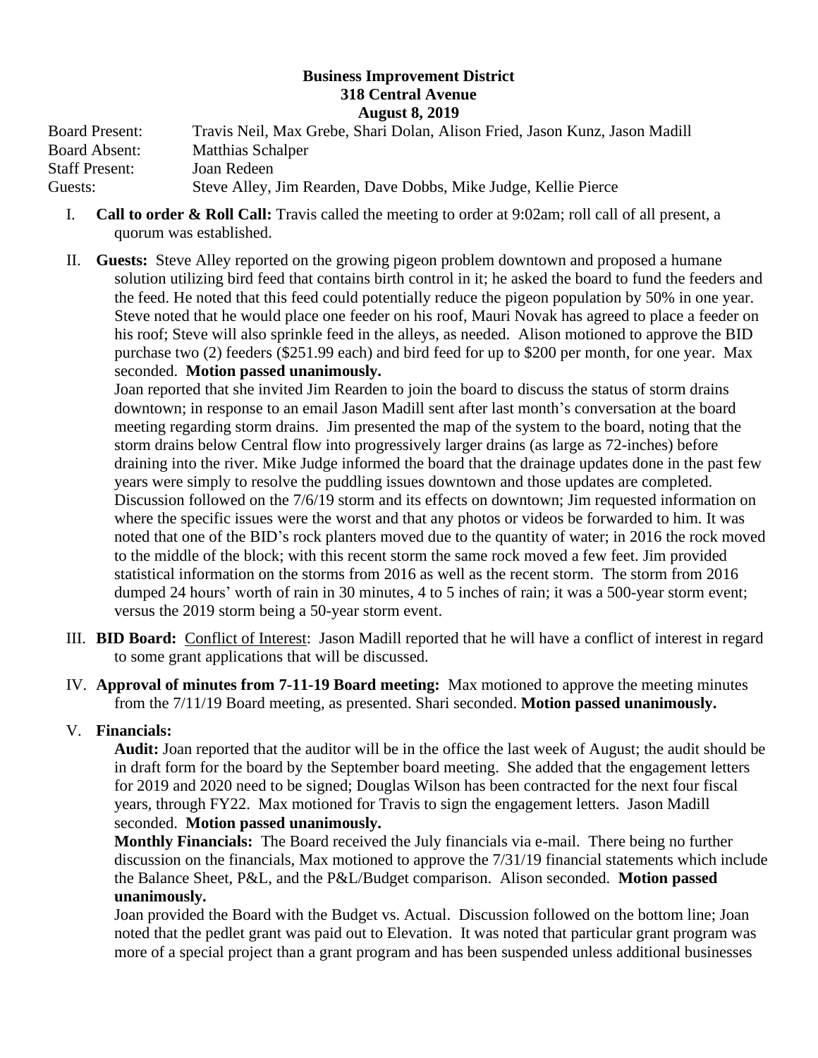**Business Improvement District**
**318 Central Avenue**
**August 8, 2019**

Board Present: Travis Neil, Max Grebe, Shari Dolan, Alison Fried, Jason Kunz, Jason Madill
Board Absent: Matthias Schalper
Staff Present: Joan Redeen
Guests: Steve Alley, Jim Rearden, Dave Dobbs, Mike Judge, Kellie Pierce

I. **Call to order & Roll Call:** Travis called the meeting to order at 9:02am; roll call of all present, a quorum was established.

II. **Guests:** Steve Alley reported on the growing pigeon problem downtown and proposed a humane solution utilizing bird feed that contains birth control in it; he asked the board to fund the feeders and the feed. He noted that this feed could potentially reduce the pigeon population by 50% in one year. Steve noted that he would place one feeder on his roof, Mauri Novak has agreed to place a feeder on his roof; Steve will also sprinkle feed in the alleys, as needed. Alison motioned to approve the BID purchase two (2) feeders ($251.99 each) and bird feed for up to $200 per month, for one year. Max seconded. **Motion passed unanimously.**

Joan reported that she invited Jim Rearden to join the board to discuss the status of storm drains downtown; in response to an email Jason Madill sent after last month's conversation at the board meeting regarding storm drains. Jim presented the map of the system to the board, noting that the storm drains below Central flow into progressively larger drains (as large as 72-inches) before draining into the river. Mike Judge informed the board that the drainage updates done in the past few years were simply to resolve the puddling issues downtown and those updates are completed. Discussion followed on the 7/6/19 storm and its effects on downtown; Jim requested information on where the specific issues were the worst and that any photos or videos be forwarded to him. It was noted that one of the BID's rock planters moved due to the quantity of water; in 2016 the rock moved to the middle of the block; with this recent storm the same rock moved a few feet. Jim provided statistical information on the storms from 2016 as well as the recent storm. The storm from 2016 dumped 24 hours' worth of rain in 30 minutes, 4 to 5 inches of rain; it was a 500-year storm event; versus the 2019 storm being a 50-year storm event.

III. **BID Board:** Conflict of Interest: Jason Madill reported that he will have a conflict of interest in regard to some grant applications that will be discussed.

IV. **Approval of minutes from 7-11-19 Board meeting:** Max motioned to approve the meeting minutes from the 7/11/19 Board meeting, as presented. Shari seconded. **Motion passed unanimously.**

V. **Financials:**

**Audit:** Joan reported that the auditor will be in the office the last week of August; the audit should be in draft form for the board by the September board meeting. She added that the engagement letters for 2019 and 2020 need to be signed; Douglas Wilson has been contracted for the next four fiscal years, through FY22. Max motioned for Travis to sign the engagement letters. Jason Madill seconded. **Motion passed unanimously.**

**Monthly Financials:** The Board received the July financials via e-mail. There being no further discussion on the financials, Max motioned to approve the 7/31/19 financial statements which include the Balance Sheet, P&L, and the P&L/Budget comparison. Alison seconded. **Motion passed unanimously.**

Joan provided the Board with the Budget vs. Actual. Discussion followed on the bottom line; Joan noted that the pedlet grant was paid out to Elevation. It was noted that particular grant program was more of a special project than a grant program and has been suspended unless additional businesses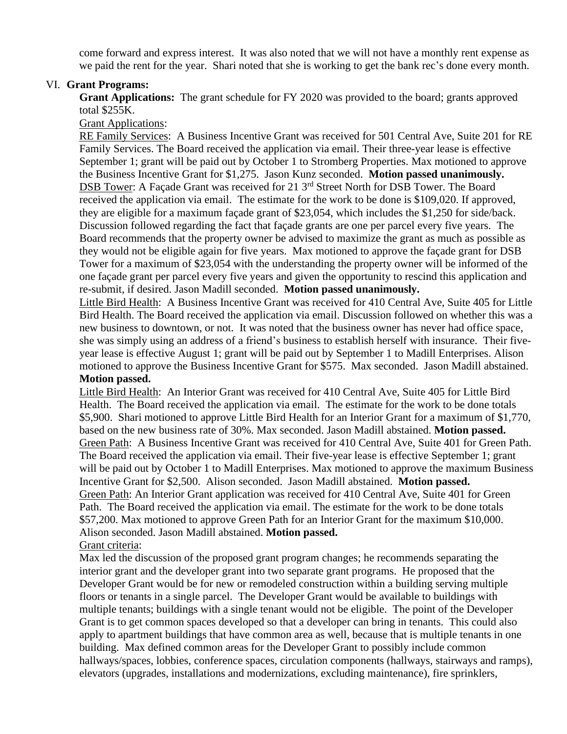come forward and express interest. It was also noted that we will not have a monthly rent expense as we paid the rent for the year. Shari noted that she is working to get the bank rec's done every month.

VI. **Grant Programs:**

**Grant Applications:** The grant schedule for FY 2020 was provided to the board; grants approved total $255K.

Grant Applications:

RE Family Services: A Business Incentive Grant was received for 501 Central Ave, Suite 201 for RE Family Services. The Board received the application via email. Their three-year lease is effective September 1; grant will be paid out by October 1 to Stromberg Properties. Max motioned to approve the Business Incentive Grant for $1,275. Jason Kunz seconded. **Motion passed unanimously.**

DSB Tower: A Façade Grant was received for 21 3rd Street North for DSB Tower. The Board received the application via email. The estimate for the work to be done is $109,020. If approved, they are eligible for a maximum façade grant of $23,054, which includes the $1,250 for side/back. Discussion followed regarding the fact that façade grants are one per parcel every five years. The Board recommends that the property owner be advised to maximize the grant as much as possible as they would not be eligible again for five years. Max motioned to approve the façade grant for DSB Tower for a maximum of $23,054 with the understanding the property owner will be informed of the one façade grant per parcel every five years and given the opportunity to rescind this application and re-submit, if desired. Jason Madill seconded. **Motion passed unanimously.**

Little Bird Health: A Business Incentive Grant was received for 410 Central Ave, Suite 405 for Little Bird Health. The Board received the application via email. Discussion followed on whether this was a new business to downtown, or not. It was noted that the business owner has never had office space, she was simply using an address of a friend's business to establish herself with insurance. Their five-year lease is effective August 1; grant will be paid out by September 1 to Madill Enterprises. Alison motioned to approve the Business Incentive Grant for $575. Max seconded. Jason Madill abstained. **Motion passed.**

Little Bird Health: An Interior Grant was received for 410 Central Ave, Suite 405 for Little Bird Health. The Board received the application via email. The estimate for the work to be done totals $5,900. Shari motioned to approve Little Bird Health for an Interior Grant for a maximum of $1,770, based on the new business rate of 30%. Max seconded. Jason Madill abstained. **Motion passed.**

Green Path: A Business Incentive Grant was received for 410 Central Ave, Suite 401 for Green Path. The Board received the application via email. Their five-year lease is effective September 1; grant will be paid out by October 1 to Madill Enterprises. Max motioned to approve the maximum Business Incentive Grant for $2,500. Alison seconded. Jason Madill abstained. **Motion passed.**

Green Path: An Interior Grant application was received for 410 Central Ave, Suite 401 for Green Path. The Board received the application via email. The estimate for the work to be done totals $57,200. Max motioned to approve Green Path for an Interior Grant for the maximum $10,000. Alison seconded. Jason Madill abstained. **Motion passed.**

Grant criteria:

Max led the discussion of the proposed grant program changes; he recommends separating the interior grant and the developer grant into two separate grant programs. He proposed that the Developer Grant would be for new or remodeled construction within a building serving multiple floors or tenants in a single parcel. The Developer Grant would be available to buildings with multiple tenants; buildings with a single tenant would not be eligible. The point of the Developer Grant is to get common spaces developed so that a developer can bring in tenants. This could also apply to apartment buildings that have common area as well, because that is multiple tenants in one building. Max defined common areas for the Developer Grant to possibly include common hallways/spaces, lobbies, conference spaces, circulation components (hallways, stairways and ramps), elevators (upgrades, installations and modernizations, excluding maintenance), fire sprinklers,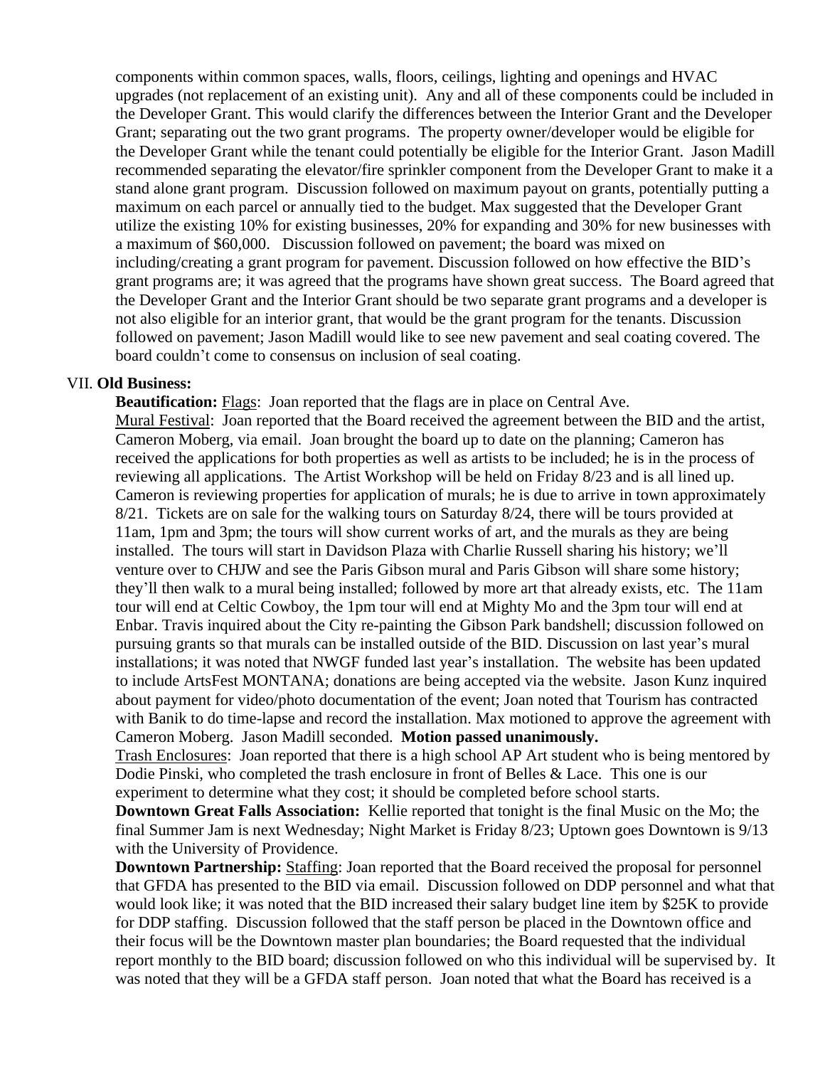components within common spaces, walls, floors, ceilings, lighting and openings and HVAC upgrades (not replacement of an existing unit). Any and all of these components could be included in the Developer Grant. This would clarify the differences between the Interior Grant and the Developer Grant; separating out the two grant programs. The property owner/developer would be eligible for the Developer Grant while the tenant could potentially be eligible for the Interior Grant. Jason Madill recommended separating the elevator/fire sprinkler component from the Developer Grant to make it a stand alone grant program. Discussion followed on maximum payout on grants, potentially putting a maximum on each parcel or annually tied to the budget. Max suggested that the Developer Grant utilize the existing 10% for existing businesses, 20% for expanding and 30% for new businesses with a maximum of $60,000. Discussion followed on pavement; the board was mixed on including/creating a grant program for pavement. Discussion followed on how effective the BID's grant programs are; it was agreed that the programs have shown great success. The Board agreed that the Developer Grant and the Interior Grant should be two separate grant programs and a developer is not also eligible for an interior grant, that would be the grant program for the tenants. Discussion followed on pavement; Jason Madill would like to see new pavement and seal coating covered. The board couldn't come to consensus on inclusion of seal coating.

VII. **Old Business:**

**Beautification:** Flags: Joan reported that the flags are in place on Central Ave.

Mural Festival: Joan reported that the Board received the agreement between the BID and the artist, Cameron Moberg, via email. Joan brought the board up to date on the planning; Cameron has received the applications for both properties as well as artists to be included; he is in the process of reviewing all applications. The Artist Workshop will be held on Friday 8/23 and is all lined up. Cameron is reviewing properties for application of murals; he is due to arrive in town approximately 8/21. Tickets are on sale for the walking tours on Saturday 8/24, there will be tours provided at 11am, 1pm and 3pm; the tours will show current works of art, and the murals as they are being installed. The tours will start in Davidson Plaza with Charlie Russell sharing his history; we'll venture over to CHJW and see the Paris Gibson mural and Paris Gibson will share some history; they'll then walk to a mural being installed; followed by more art that already exists, etc. The 11am tour will end at Celtic Cowboy, the 1pm tour will end at Mighty Mo and the 3pm tour will end at Enbar. Travis inquired about the City re-painting the Gibson Park bandshell; discussion followed on pursuing grants so that murals can be installed outside of the BID. Discussion on last year's mural installations; it was noted that NWGF funded last year's installation. The website has been updated to include ArtsFest MONTANA; donations are being accepted via the website. Jason Kunz inquired about payment for video/photo documentation of the event; Joan noted that Tourism has contracted with Banik to do time-lapse and record the installation. Max motioned to approve the agreement with Cameron Moberg. Jason Madill seconded. **Motion passed unanimously.**

Trash Enclosures: Joan reported that there is a high school AP Art student who is being mentored by Dodie Pinski, who completed the trash enclosure in front of Belles & Lace. This one is our experiment to determine what they cost; it should be completed before school starts.

**Downtown Great Falls Association:** Kellie reported that tonight is the final Music on the Mo; the final Summer Jam is next Wednesday; Night Market is Friday 8/23; Uptown goes Downtown is 9/13 with the University of Providence.

**Downtown Partnership:** Staffing: Joan reported that the Board received the proposal for personnel that GFDA has presented to the BID via email. Discussion followed on DDP personnel and what that would look like; it was noted that the BID increased their salary budget line item by $25K to provide for DDP staffing. Discussion followed that the staff person be placed in the Downtown office and their focus will be the Downtown master plan boundaries; the Board requested that the individual report monthly to the BID board; discussion followed on who this individual will be supervised by. It was noted that they will be a GFDA staff person. Joan noted that what the Board has received is a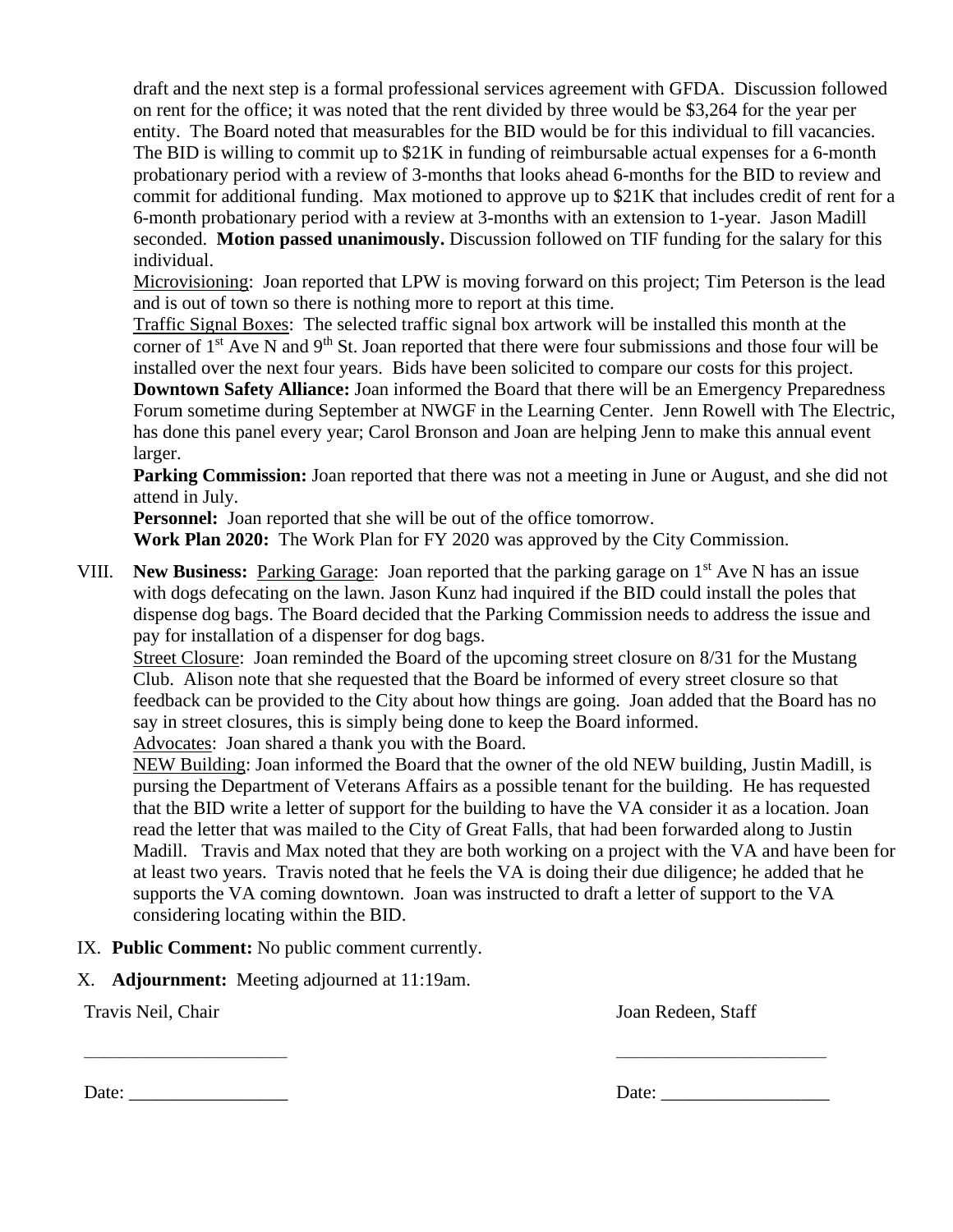draft and the next step is a formal professional services agreement with GFDA. Discussion followed on rent for the office; it was noted that the rent divided by three would be $3,264 for the year per entity. The Board noted that measurables for the BID would be for this individual to fill vacancies. The BID is willing to commit up to $21K in funding of reimbursable actual expenses for a 6-month probationary period with a review of 3-months that looks ahead 6-months for the BID to review and commit for additional funding. Max motioned to approve up to $21K that includes credit of rent for a 6-month probationary period with a review at 3-months with an extension to 1-year. Jason Madill seconded. **Motion passed unanimously.** Discussion followed on TIF funding for the salary for this individual.

Microvisioning: Joan reported that LPW is moving forward on this project; Tim Peterson is the lead and is out of town so there is nothing more to report at this time.

Traffic Signal Boxes: The selected traffic signal box artwork will be installed this month at the corner of 1st Ave N and 9th St. Joan reported that there were four submissions and those four will be installed over the next four years. Bids have been solicited to compare our costs for this project.

**Downtown Safety Alliance:** Joan informed the Board that there will be an Emergency Preparedness Forum sometime during September at NWGF in the Learning Center. Jenn Rowell with The Electric, has done this panel every year; Carol Bronson and Joan are helping Jenn to make this annual event larger.

**Parking Commission:** Joan reported that there was not a meeting in June or August, and she did not attend in July.

**Personnel:** Joan reported that she will be out of the office tomorrow.

**Work Plan 2020:** The Work Plan for FY 2020 was approved by the City Commission.

VIII. **New Business:** Parking Garage: Joan reported that the parking garage on 1st Ave N has an issue with dogs defecating on the lawn. Jason Kunz had inquired if the BID could install the poles that dispense dog bags. The Board decided that the Parking Commission needs to address the issue and pay for installation of a dispenser for dog bags.

Street Closure: Joan reminded the Board of the upcoming street closure on 8/31 for the Mustang Club. Alison note that she requested that the Board be informed of every street closure so that feedback can be provided to the City about how things are going. Joan added that the Board has no say in street closures, this is simply being done to keep the Board informed.

Advocates: Joan shared a thank you with the Board.

NEW Building: Joan informed the Board that the owner of the old NEW building, Justin Madill, is pursuing the Department of Veterans Affairs as a possible tenant for the building. He has requested that the BID write a letter of support for the building to have the VA consider it as a location. Joan read the letter that was mailed to the City of Great Falls, that had been forwarded along to Justin Madill. Travis and Max noted that they are both working on a project with the VA and have been for at least two years. Travis noted that he feels the VA is doing their due diligence; he added that he supports the VA coming downtown. Joan was instructed to draft a letter of support to the VA considering locating within the BID.

IX. **Public Comment:** No public comment currently.

X. **Adjournment:** Meeting adjourned at 11:19am.

Travis Neil, Chair

______________________

Date: _________________

Joan Redeen, Staff

______________________

Date: __________________